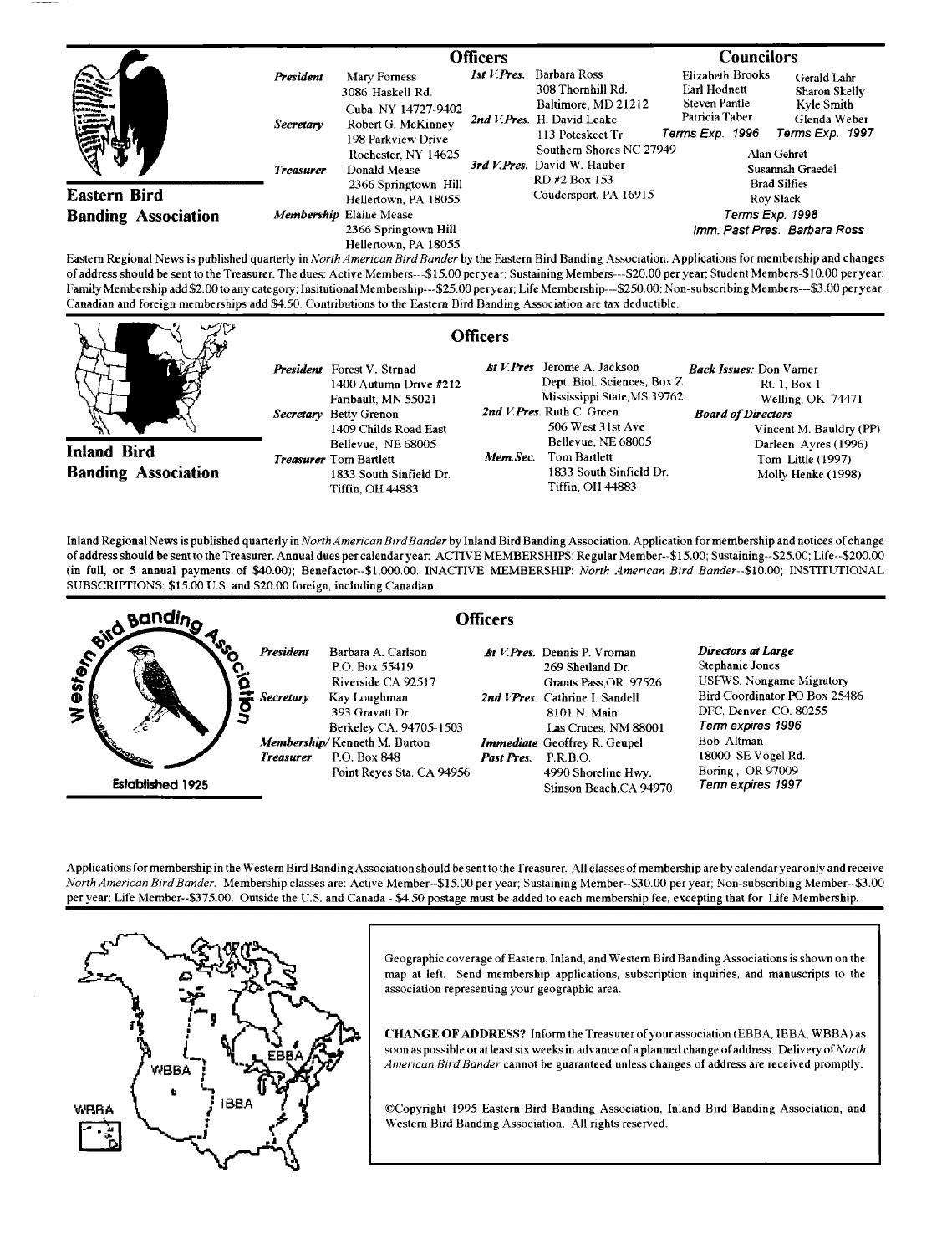## Eastern Bird Banding Association

### Officers

**President**
Mary Forness
3086 Haskell Rd.
Cuba, NY 14727-9402

**Secretary**
Robert G. McKinney
198 Parkview Drive
Rochester, NY 14625

**Treasurer**
Donald Mease
2366 Springtown Hill
Hellertown, PA 18055

**Membership**
Elaine Mease
2366 Springtown Hill
Hellertown, PA 18055

**1st V.Pres.**
Barbara Ross
308 Thornhill Rd.
Baltimore, MD 21212

**2nd V.Pres.**
H. David Leake
113 Poteskeet Tr.
Southern Shores NC 27949

**3rd V.Pres.**
David W. Hauber
RD #2 Box 153
Coudersport, PA 16915

### Councilors

Elizabeth Brooks
Earl Hodnett
Steven Pantle
Patricia Taber
*Terms Exp. 1996*

Gerald Lahr
Sharon Skelly
Kyle Smith
Glenda Weber
*Terms Exp. 1997*

Alan Gehret
Susannah Graedel
Brad Silfies
Roy Slack
*Terms Exp. 1998*

*Imm. Past Pres.* Barbara Ross

Eastern Regional News is published quarterly in *North American Bird Bander* by the Eastern Bird Banding Association. Applications for membership and changes of address should be sent to the Treasurer. The dues: Active Members---$15.00 per year; Sustaining Members---$20.00 per year; Student Members-$10.00 per year; Family Membership add $2.00 to any category; Insitutional Membership---$25.00 per year; Life Membership---$250.00; Non-subscribing Members---$3.00 per year. Canadian and foreign memberships add $4.50. Contributions to the Eastern Bird Banding Association are tax deductible.

## Inland Bird Banding Association

### Officers

**President**
Forest V. Strnad
1400 Autumn Drive #212
Faribault, MN 55021

**Secretary**
Betty Grenon
1409 Childs Road East
Bellevue, NE 68005

**Treasurer**
Tom Bartlett
1833 South Sinfield Dr.
Tiffin, OH 44883

**1st V.Pres**
Jerome A. Jackson
Dept. Biol. Sciences, Box Z
Mississippi State, MS 39762

**2nd V.Pres.**
Ruth C. Green
506 West 31st Ave
Bellevue, NE 68005

**Mem.Sec.**
Tom Bartlett
1833 South Sinfield Dr.
Tiffin, OH 44883

**Back Issues:**
Don Varner
Rt. 1, Box 1
Welling, OK 74471

**Board of Directors**
Vincent M. Bauldry (PP)
Darleen Ayres (1996)
Tom Little (1997)
Molly Henke (1998)

Inland Regional News is published quarterly in *North American Bird Bander* by Inland Bird Banding Association. Application for membership and notices of change of address should be sent to the Treasurer. Annual dues per calendar year: ACTIVE MEMBERSHIPS: Regular Member--$15.00; Sustaining--$25.00; Life--$200.00 (in full, or 5 annual payments of $40.00); Benefactor--$1,000.00. INACTIVE MEMBERSHIP: *North American Bird Bander*--$10.00; INSTITUTIONAL SUBSCRIPTIONS: $15.00 U.S. and $20.00 foreign, including Canadian.

## Western Bird Banding Association

Established 1925

### Officers

**President**
Barbara A. Carlson
P.O. Box 55419
Riverside CA 92517

**Secretary**
Kay Loughman
393 Gravatt Dr.
Berkeley CA. 94705-1503

**Membership/Treasurer**
Kenneth M. Burton
P.O. Box 848
Point Reyes Sta. CA 94956

**1st V.Pres.**
Dennis P. Vroman
269 Shetland Dr.
Grants Pass, OR 97526

**2nd V.Pres.**
Cathrine I. Sandell
8101 N. Main
Las Cruces, NM 88001

**Immediate Past Pres.**
Geoffrey R. Geupel
P.R.B.O.
4990 Shoreline Hwy.
Stinson Beach, CA 94970

**Directors at Large**

Stephanie Jones
USFWS, Nongame Migratory Bird Coordinator PO Box 25486
DFC, Denver CO. 80255
*Term expires 1996*

Bob Altman
18000 SE Vogel Rd.
Boring, OR 97009
*Term expires 1997*

Applications for membership in the Western Bird Banding Association should be sent to the Treasurer. All classes of membership are by calendar year only and receive *North American Bird Bander.* Membership classes are: Active Member--$15.00 per year; Sustaining Member--$30.00 per year; Non-subscribing Member--$3.00 per year; Life Member--$375.00. Outside the U.S. and Canada - $4.50 postage must be added to each membership fee, excepting that for Life Membership.

Geographic coverage of Eastern, Inland, and Western Bird Banding Associations is shown on the map at left. Send membership applications, subscription inquiries, and manuscripts to the association representing your geographic area.

**CHANGE OF ADDRESS?** Inform the Treasurer of your association (EBBA, IBBA, WBBA) as soon as possible or at least six weeks in advance of a planned change of address. Delivery of *North American Bird Bander* cannot be guaranteed unless changes of address are received promptly.

©Copyright 1995 Eastern Bird Banding Association, Inland Bird Banding Association, and Western Bird Banding Association. All rights reserved.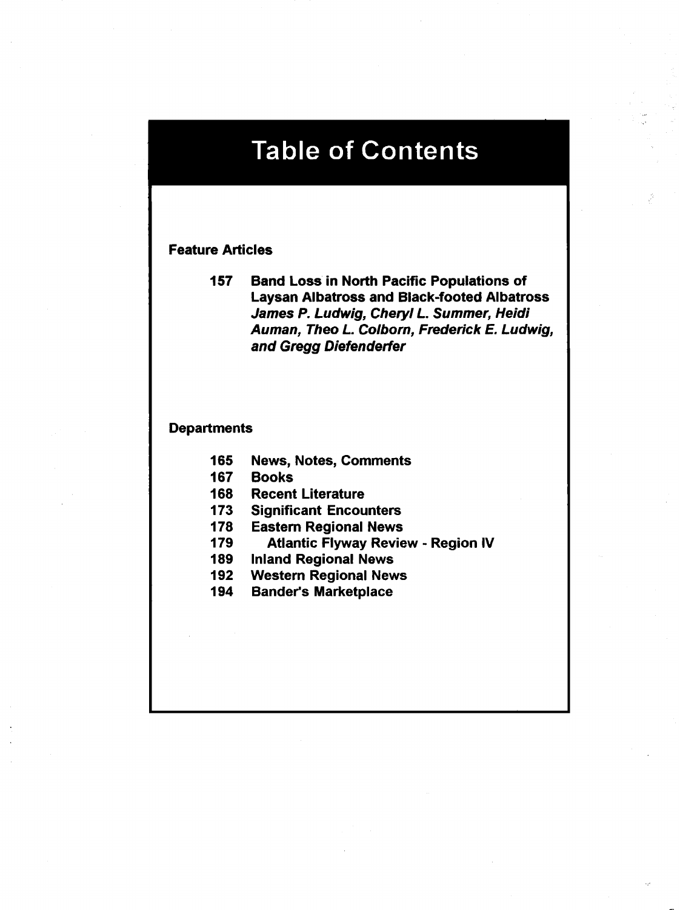# Table of Contents

## Feature Articles

**157 Band Loss in North Pacific Populations of Laysan Albatross and Black-footed Albatross**
***James P. Ludwig, Cheryl L. Summer, Heidi Auman, Theo L. Colborn, Frederick E. Ludwig, and Gregg Diefenderfer***

## Departments

**165 News, Notes, Comments**
**167 Books**
**168 Recent Literature**
**173 Significant Encounters**
**178 Eastern Regional News**
**179 Atlantic Flyway Review - Region IV**
**189 Inland Regional News**
**192 Western Regional News**
**194 Bander's Marketplace**